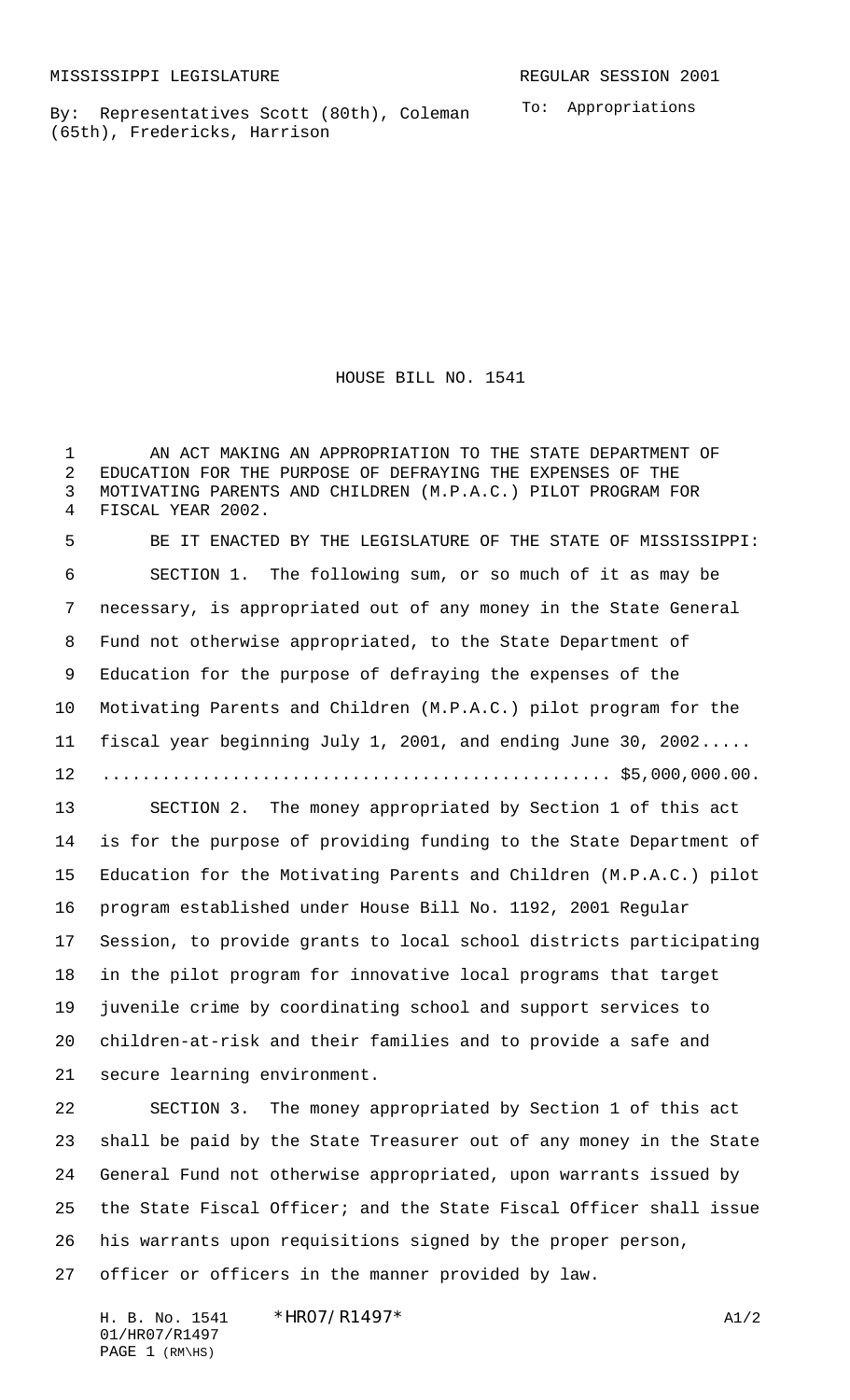MISSISSIPPI LEGISLATURE REGULAR SESSION 2001

By: Representatives Scott (80th), Coleman (65th), Fredericks, Harrison

To: Appropriations

# HOUSE BILL NO. 1541

AN ACT MAKING AN APPROPRIATION TO THE STATE DEPARTMENT OF EDUCATION FOR THE PURPOSE OF DEFRAYING THE EXPENSES OF THE MOTIVATING PARENTS AND CHILDREN (M.P.A.C.) PILOT PROGRAM FOR FISCAL YEAR 2002.

BE IT ENACTED BY THE LEGISLATURE OF THE STATE OF MISSISSIPPI:

SECTION 1. The following sum, or so much of it as may be necessary, is appropriated out of any money in the State General Fund not otherwise appropriated, to the State Department of Education for the purpose of defraying the expenses of the Motivating Parents and Children (M.P.A.C.) pilot program for the fiscal year beginning July 1, 2001, and ending June 30, 2002..... .................................................. $5,000,000.00.

SECTION 2. The money appropriated by Section 1 of this act is for the purpose of providing funding to the State Department of Education for the Motivating Parents and Children (M.P.A.C.) pilot program established under House Bill No. 1192, 2001 Regular Session, to provide grants to local school districts participating in the pilot program for innovative local programs that target juvenile crime by coordinating school and support services to children-at-risk and their families and to provide a safe and secure learning environment.

SECTION 3. The money appropriated by Section 1 of this act shall be paid by the State Treasurer out of any money in the State General Fund not otherwise appropriated, upon warrants issued by the State Fiscal Officer; and the State Fiscal Officer shall issue his warrants upon requisitions signed by the proper person, officer or officers in the manner provided by law.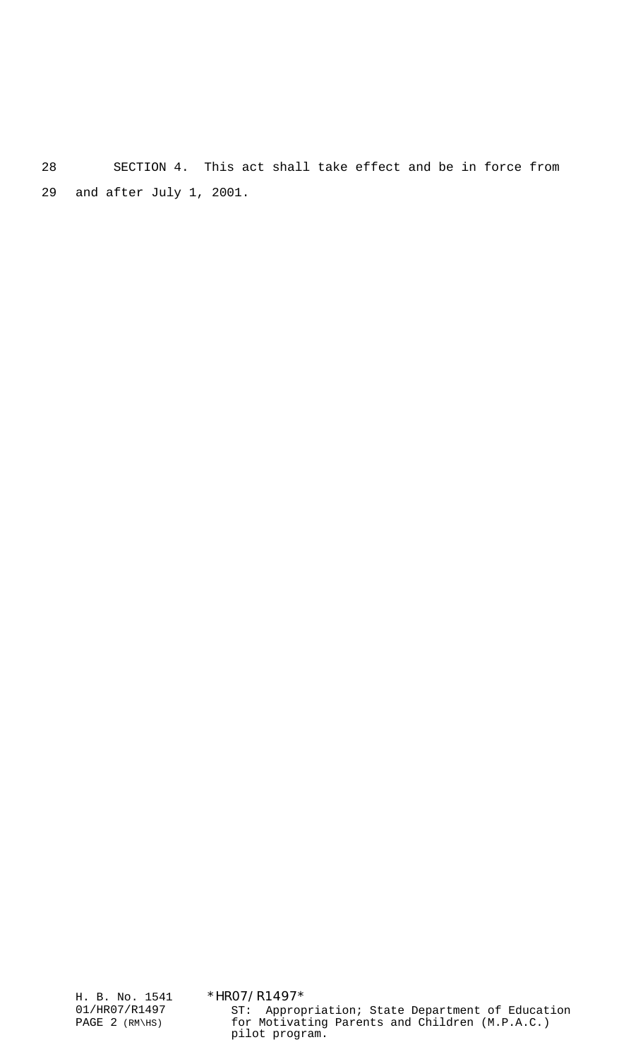SECTION 4. This act shall take effect and be in force from and after July 1, 2001.